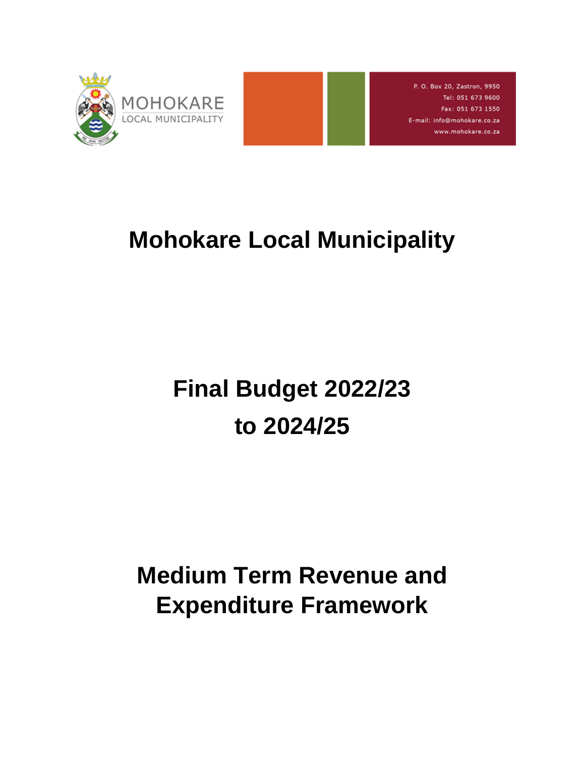MOHOKARE
LOCAL MUNICIPALITY

P. O. Box 20, Zastron, 9950
Tel: 051 673 9600
Fax: 051 673 1550
E-mail: info@mohokare.co.za
www.mohokare.co.za

# Mohokare Local Municipality

# Final Budget 2022/23 to 2024/25

# Medium Term Revenue and Expenditure Framework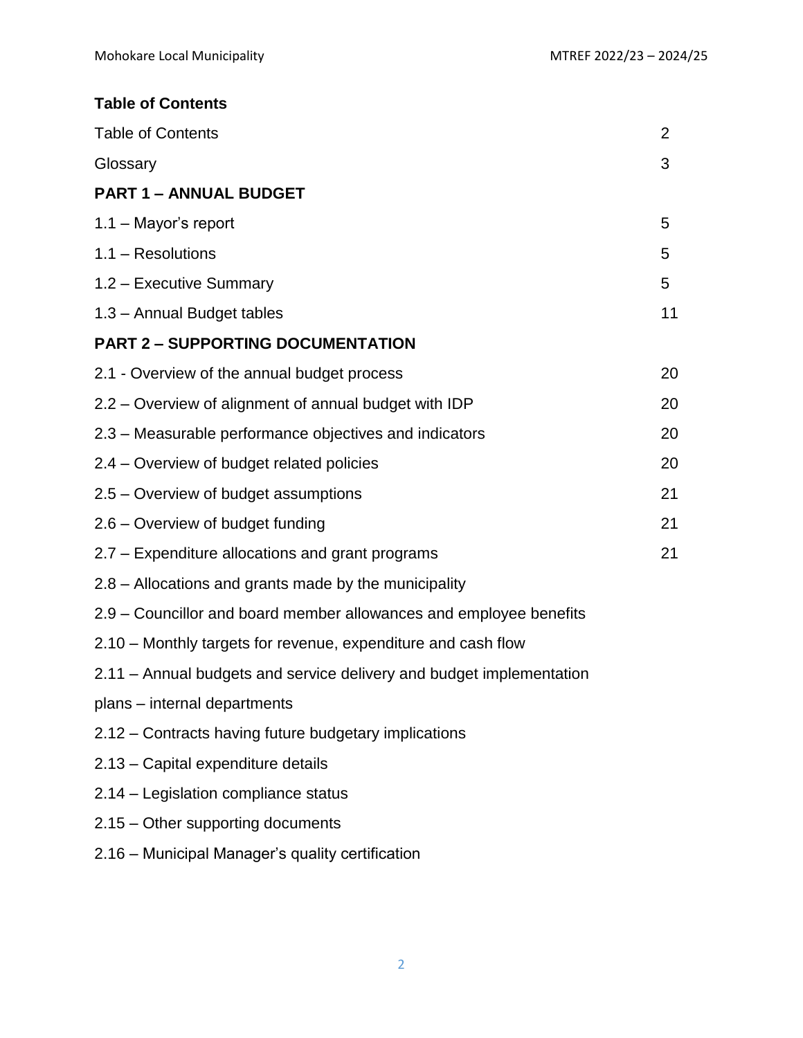## Table of Contents

| | |
|---|---|
| Table of Contents | 2 |
| Glossary | 3 |
| **PART 1 – ANNUAL BUDGET** | |
| 1.1 – Mayor's report | 5 |
| 1.1 – Resolutions | 5 |
| 1.2 – Executive Summary | 5 |
| 1.3 – Annual Budget tables | 11 |
| **PART 2 – SUPPORTING DOCUMENTATION** | |
| 2.1 - Overview of the annual budget process | 20 |
| 2.2 – Overview of alignment of annual budget with IDP | 20 |
| 2.3 – Measurable performance objectives and indicators | 20 |
| 2.4 – Overview of budget related policies | 20 |
| 2.5 – Overview of budget assumptions | 21 |
| 2.6 – Overview of budget funding | 21 |
| 2.7 – Expenditure allocations and grant programs | 21 |
| 2.8 – Allocations and grants made by the municipality | |
| 2.9 – Councillor and board member allowances and employee benefits | |
| 2.10 – Monthly targets for revenue, expenditure and cash flow | |
| 2.11 – Annual budgets and service delivery and budget implementation plans – internal departments | |
| 2.12 – Contracts having future budgetary implications | |
| 2.13 – Capital expenditure details | |
| 2.14 – Legislation compliance status | |
| 2.15 – Other supporting documents | |
| 2.16 – Municipal Manager's quality certification | |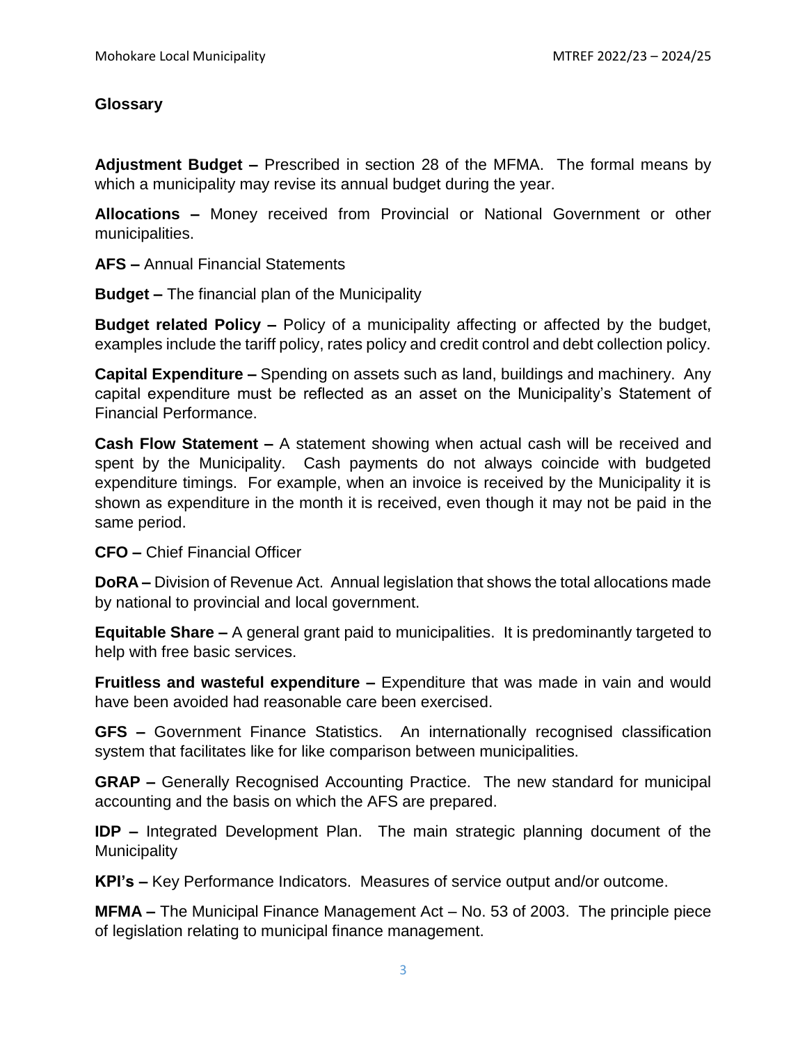## Glossary

**Adjustment Budget –** Prescribed in section 28 of the MFMA. The formal means by which a municipality may revise its annual budget during the year.

**Allocations –** Money received from Provincial or National Government or other municipalities.

**AFS –** Annual Financial Statements

**Budget –** The financial plan of the Municipality

**Budget related Policy –** Policy of a municipality affecting or affected by the budget, examples include the tariff policy, rates policy and credit control and debt collection policy.

**Capital Expenditure –** Spending on assets such as land, buildings and machinery. Any capital expenditure must be reflected as an asset on the Municipality's Statement of Financial Performance.

**Cash Flow Statement –** A statement showing when actual cash will be received and spent by the Municipality. Cash payments do not always coincide with budgeted expenditure timings. For example, when an invoice is received by the Municipality it is shown as expenditure in the month it is received, even though it may not be paid in the same period.

**CFO –** Chief Financial Officer

**DoRA –** Division of Revenue Act. Annual legislation that shows the total allocations made by national to provincial and local government.

**Equitable Share –** A general grant paid to municipalities. It is predominantly targeted to help with free basic services.

**Fruitless and wasteful expenditure –** Expenditure that was made in vain and would have been avoided had reasonable care been exercised.

**GFS –** Government Finance Statistics. An internationally recognised classification system that facilitates like for like comparison between municipalities.

**GRAP –** Generally Recognised Accounting Practice. The new standard for municipal accounting and the basis on which the AFS are prepared.

**IDP –** Integrated Development Plan. The main strategic planning document of the Municipality

**KPI's –** Key Performance Indicators. Measures of service output and/or outcome.

**MFMA –** The Municipal Finance Management Act – No. 53 of 2003. The principle piece of legislation relating to municipal finance management.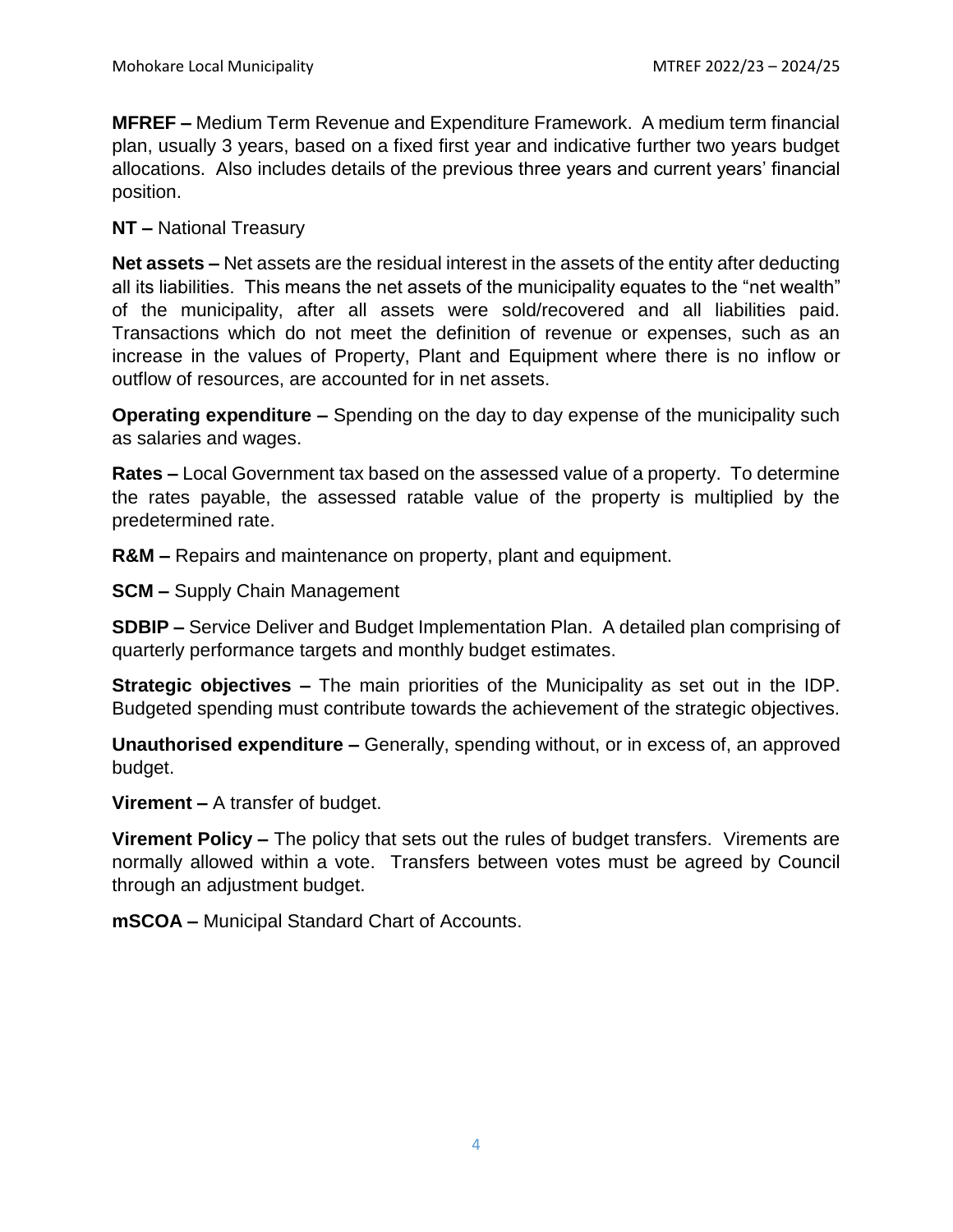**MFREF –** Medium Term Revenue and Expenditure Framework. A medium term financial plan, usually 3 years, based on a fixed first year and indicative further two years budget allocations. Also includes details of the previous three years and current years' financial position.

**NT –** National Treasury

**Net assets –** Net assets are the residual interest in the assets of the entity after deducting all its liabilities. This means the net assets of the municipality equates to the "net wealth" of the municipality, after all assets were sold/recovered and all liabilities paid. Transactions which do not meet the definition of revenue or expenses, such as an increase in the values of Property, Plant and Equipment where there is no inflow or outflow of resources, are accounted for in net assets.

**Operating expenditure –** Spending on the day to day expense of the municipality such as salaries and wages.

**Rates –** Local Government tax based on the assessed value of a property. To determine the rates payable, the assessed ratable value of the property is multiplied by the predetermined rate.

**R&M –** Repairs and maintenance on property, plant and equipment.

**SCM –** Supply Chain Management

**SDBIP –** Service Deliver and Budget Implementation Plan. A detailed plan comprising of quarterly performance targets and monthly budget estimates.

**Strategic objectives –** The main priorities of the Municipality as set out in the IDP. Budgeted spending must contribute towards the achievement of the strategic objectives.

**Unauthorised expenditure –** Generally, spending without, or in excess of, an approved budget.

**Virement –** A transfer of budget.

**Virement Policy –** The policy that sets out the rules of budget transfers. Virements are normally allowed within a vote. Transfers between votes must be agreed by Council through an adjustment budget.

**mSCOA –** Municipal Standard Chart of Accounts.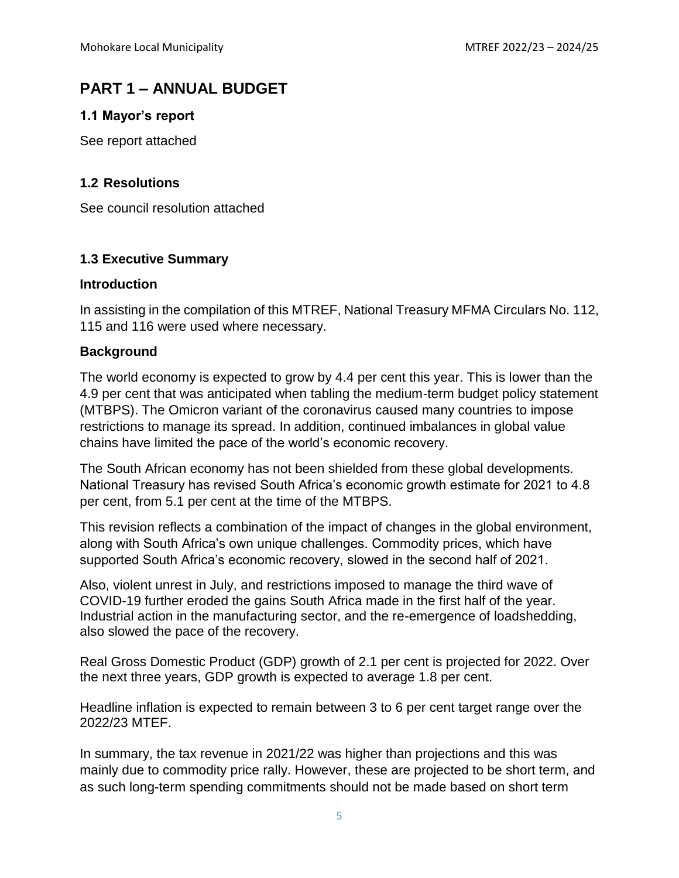# PART 1 – ANNUAL BUDGET

### 1.1 Mayor's report

See report attached

### 1.2 Resolutions

See council resolution attached

### 1.3 Executive Summary

#### Introduction

In assisting in the compilation of this MTREF, National Treasury MFMA Circulars No. 112, 115 and 116 were used where necessary.

#### Background

The world economy is expected to grow by 4.4 per cent this year. This is lower than the 4.9 per cent that was anticipated when tabling the medium-term budget policy statement (MTBPS). The Omicron variant of the coronavirus caused many countries to impose restrictions to manage its spread. In addition, continued imbalances in global value chains have limited the pace of the world's economic recovery.

The South African economy has not been shielded from these global developments. National Treasury has revised South Africa's economic growth estimate for 2021 to 4.8 per cent, from 5.1 per cent at the time of the MTBPS.

This revision reflects a combination of the impact of changes in the global environment, along with South Africa's own unique challenges. Commodity prices, which have supported South Africa's economic recovery, slowed in the second half of 2021.

Also, violent unrest in July, and restrictions imposed to manage the third wave of COVID-19 further eroded the gains South Africa made in the first half of the year. Industrial action in the manufacturing sector, and the re-emergence of loadshedding, also slowed the pace of the recovery.

Real Gross Domestic Product (GDP) growth of 2.1 per cent is projected for 2022. Over the next three years, GDP growth is expected to average 1.8 per cent.

Headline inflation is expected to remain between 3 to 6 per cent target range over the 2022/23 MTEF.

In summary, the tax revenue in 2021/22 was higher than projections and this was mainly due to commodity price rally. However, these are projected to be short term, and as such long-term spending commitments should not be made based on short term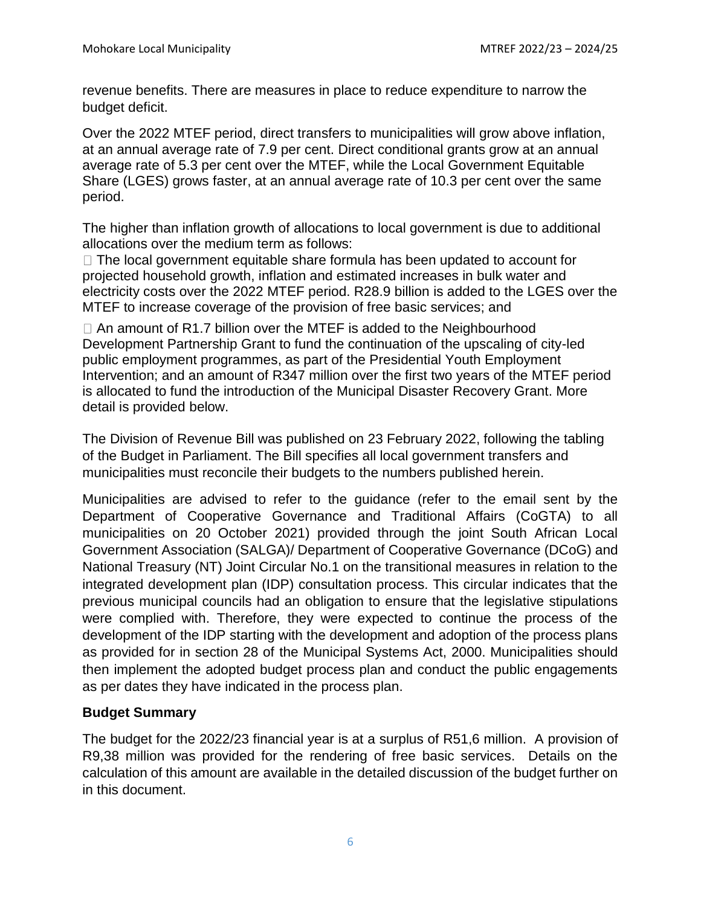revenue benefits. There are measures in place to reduce expenditure to narrow the budget deficit.

Over the 2022 MTEF period, direct transfers to municipalities will grow above inflation, at an annual average rate of 7.9 per cent. Direct conditional grants grow at an annual average rate of 5.3 per cent over the MTEF, while the Local Government Equitable Share (LGES) grows faster, at an annual average rate of 10.3 per cent over the same period.

The higher than inflation growth of allocations to local government is due to additional allocations over the medium term as follows:

- The local government equitable share formula has been updated to account for projected household growth, inflation and estimated increases in bulk water and electricity costs over the 2022 MTEF period. R28.9 billion is added to the LGES over the MTEF to increase coverage of the provision of free basic services; and
- An amount of R1.7 billion over the MTEF is added to the Neighbourhood Development Partnership Grant to fund the continuation of the upscaling of city-led public employment programmes, as part of the Presidential Youth Employment Intervention; and an amount of R347 million over the first two years of the MTEF period is allocated to fund the introduction of the Municipal Disaster Recovery Grant. More detail is provided below.

The Division of Revenue Bill was published on 23 February 2022, following the tabling of the Budget in Parliament. The Bill specifies all local government transfers and municipalities must reconcile their budgets to the numbers published herein.

Municipalities are advised to refer to the guidance (refer to the email sent by the Department of Cooperative Governance and Traditional Affairs (CoGTA) to all municipalities on 20 October 2021) provided through the joint South African Local Government Association (SALGA)/ Department of Cooperative Governance (DCoG) and National Treasury (NT) Joint Circular No.1 on the transitional measures in relation to the integrated development plan (IDP) consultation process. This circular indicates that the previous municipal councils had an obligation to ensure that the legislative stipulations were complied with. Therefore, they were expected to continue the process of the development of the IDP starting with the development and adoption of the process plans as provided for in section 28 of the Municipal Systems Act, 2000. Municipalities should then implement the adopted budget process plan and conduct the public engagements as per dates they have indicated in the process plan.

**Budget Summary**

The budget for the 2022/23 financial year is at a surplus of R51,6 million. A provision of R9,38 million was provided for the rendering of free basic services. Details on the calculation of this amount are available in the detailed discussion of the budget further on in this document.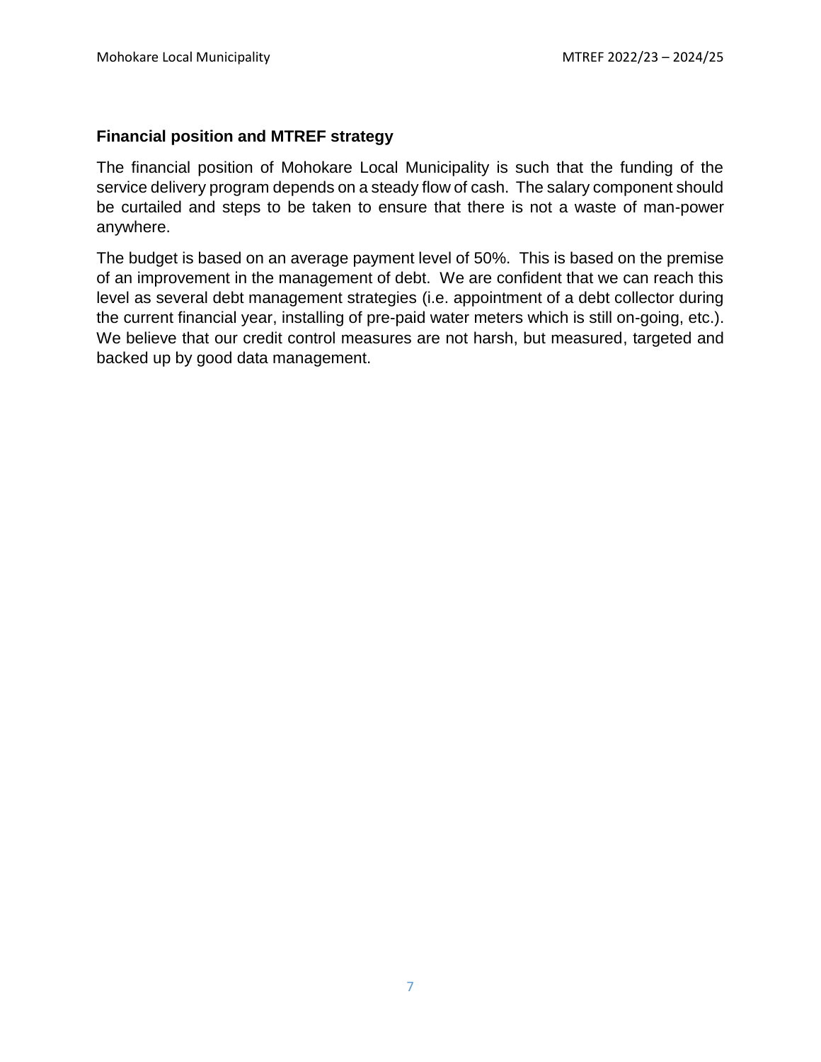**Financial position and MTREF strategy**

The financial position of Mohokare Local Municipality is such that the funding of the service delivery program depends on a steady flow of cash. The salary component should be curtailed and steps to be taken to ensure that there is not a waste of man-power anywhere.

The budget is based on an average payment level of 50%. This is based on the premise of an improvement in the management of debt. We are confident that we can reach this level as several debt management strategies (i.e. appointment of a debt collector during the current financial year, installing of pre-paid water meters which is still on-going, etc.). We believe that our credit control measures are not harsh, but measured, targeted and backed up by good data management.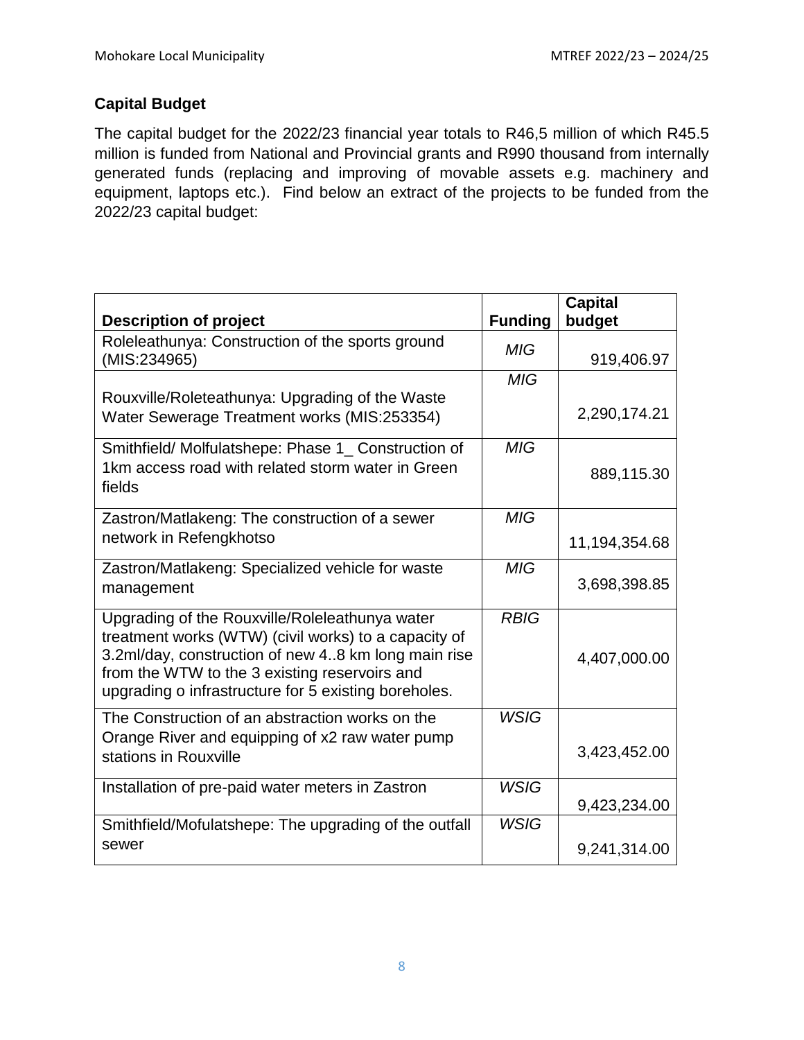## Capital Budget

The capital budget for the 2022/23 financial year totals to R46,5 million of which R45.5 million is funded from National and Provincial grants and R990 thousand from internally generated funds (replacing and improving of movable assets e.g. machinery and equipment, laptops etc.). Find below an extract of the projects to be funded from the 2022/23 capital budget:

| Description of project | Funding | Capital budget |
|---|---|---|
| Roleleathunya: Construction of the sports ground (MIS:234965) | *MIG* | 919,406.97 |
| Rouxville/Roleteathunya: Upgrading of the Waste Water Sewerage Treatment works (MIS:253354) | *MIG* | 2,290,174.21 |
| Smithfield/ Molfulatshepe: Phase 1_ Construction of 1km access road with related storm water in Green fields | *MIG* | 889,115.30 |
| Zastron/Matlakeng: The construction of a sewer network in Refengkhotso | *MIG* | 11,194,354.68 |
| Zastron/Matlakeng: Specialized vehicle for waste management | *MIG* | 3,698,398.85 |
| Upgrading of the Rouxville/Roleleathunya water treatment works (WTW) (civil works) to a capacity of 3.2ml/day, construction of new 4..8 km long main rise from the WTW to the 3 existing reservoirs and upgrading o infrastructure for 5 existing boreholes. | *RBIG* | 4,407,000.00 |
| The Construction of an abstraction works on the Orange River and equipping of x2 raw water pump stations in Rouxville | *WSIG* | 3,423,452.00 |
| Installation of pre-paid water meters in Zastron | *WSIG* | 9,423,234.00 |
| Smithfield/Mofulatshepe: The upgrading of the outfall sewer | *WSIG* | 9,241,314.00 |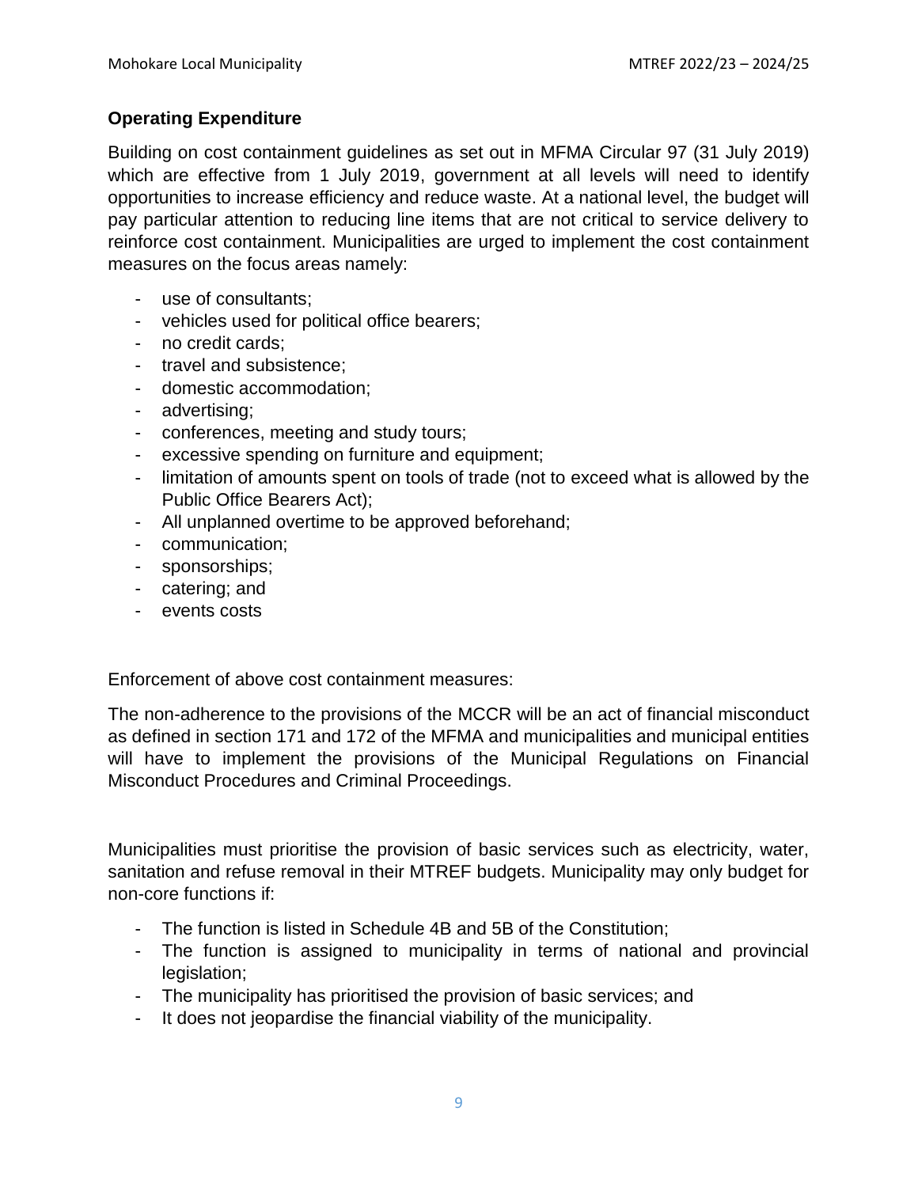**Operating Expenditure**

Building on cost containment guidelines as set out in MFMA Circular 97 (31 July 2019) which are effective from 1 July 2019, government at all levels will need to identify opportunities to increase efficiency and reduce waste. At a national level, the budget will pay particular attention to reducing line items that are not critical to service delivery to reinforce cost containment. Municipalities are urged to implement the cost containment measures on the focus areas namely:

- use of consultants;
- vehicles used for political office bearers;
- no credit cards;
- travel and subsistence;
- domestic accommodation;
- advertising;
- conferences, meeting and study tours;
- excessive spending on furniture and equipment;
- limitation of amounts spent on tools of trade (not to exceed what is allowed by the Public Office Bearers Act);
- All unplanned overtime to be approved beforehand;
- communication;
- sponsorships;
- catering; and
- events costs

Enforcement of above cost containment measures:

The non-adherence to the provisions of the MCCR will be an act of financial misconduct as defined in section 171 and 172 of the MFMA and municipalities and municipal entities will have to implement the provisions of the Municipal Regulations on Financial Misconduct Procedures and Criminal Proceedings.

Municipalities must prioritise the provision of basic services such as electricity, water, sanitation and refuse removal in their MTREF budgets. Municipality may only budget for non-core functions if:

- The function is listed in Schedule 4B and 5B of the Constitution;
- The function is assigned to municipality in terms of national and provincial legislation;
- The municipality has prioritised the provision of basic services; and
- It does not jeopardise the financial viability of the municipality.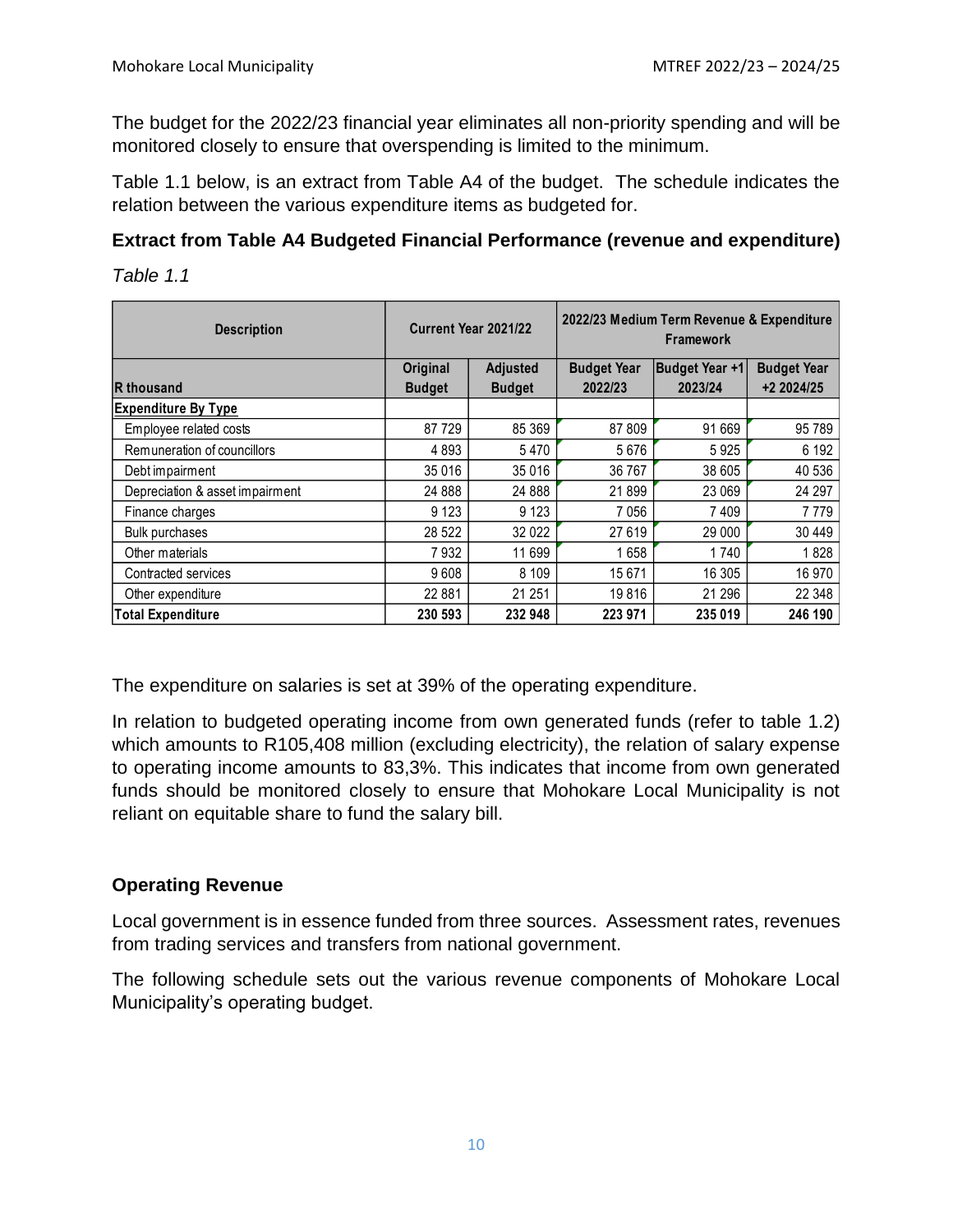The budget for the 2022/23 financial year eliminates all non-priority spending and will be monitored closely to ensure that overspending is limited to the minimum.

Table 1.1 below, is an extract from Table A4 of the budget. The schedule indicates the relation between the various expenditure items as budgeted for.

### Extract from Table A4 Budgeted Financial Performance (revenue and expenditure)

*Table 1.1*

| Description | Current Year 2021/22 | | 2022/23 Medium Term Revenue & Expenditure Framework | | |
|---|---|---|---|---|---|
| R thousand | Original Budget | Adjusted Budget | Budget Year 2022/23 | Budget Year +1 2023/24 | Budget Year +2 2024/25 |
| **Expenditure By Type** | | | | | |
| Employee related costs | 87 729 | 85 369 | 87 809 | 91 669 | 95 789 |
| Remuneration of councillors | 4 893 | 5 470 | 5 676 | 5 925 | 6 192 |
| Debt impairment | 35 016 | 35 016 | 36 767 | 38 605 | 40 536 |
| Depreciation & asset impairment | 24 888 | 24 888 | 21 899 | 23 069 | 24 297 |
| Finance charges | 9 123 | 9 123 | 7 056 | 7 409 | 7 779 |
| Bulk purchases | 28 522 | 32 022 | 27 619 | 29 000 | 30 449 |
| Other materials | 7 932 | 11 699 | 1 658 | 1 740 | 1 828 |
| Contracted services | 9 608 | 8 109 | 15 671 | 16 305 | 16 970 |
| Other expenditure | 22 881 | 21 251 | 19 816 | 21 296 | 22 348 |
| **Total Expenditure** | **230 593** | **232 948** | **223 971** | **235 019** | **246 190** |

The expenditure on salaries is set at 39% of the operating expenditure.

In relation to budgeted operating income from own generated funds (refer to table 1.2) which amounts to R105,408 million (excluding electricity), the relation of salary expense to operating income amounts to 83,3%. This indicates that income from own generated funds should be monitored closely to ensure that Mohokare Local Municipality is not reliant on equitable share to fund the salary bill.

### Operating Revenue

Local government is in essence funded from three sources. Assessment rates, revenues from trading services and transfers from national government.

The following schedule sets out the various revenue components of Mohokare Local Municipality's operating budget.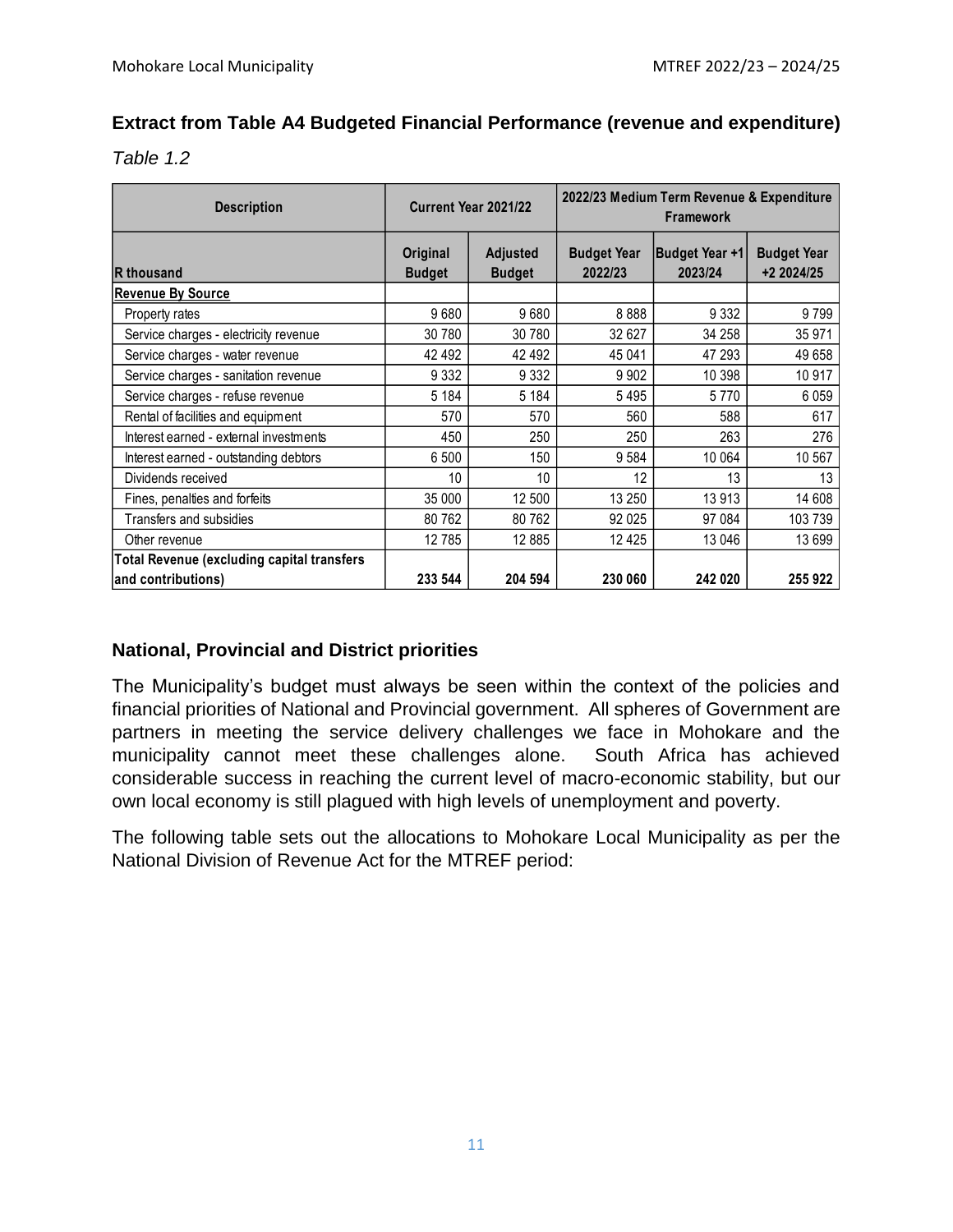### Extract from Table A4 Budgeted Financial Performance (revenue and expenditure)

*Table 1.2*

| Description | Current Year 2021/22 | | 2022/23 Medium Term Revenue & Expenditure Framework | | |
|---|---|---|---|---|---|
| **R thousand** | **Original Budget** | **Adjusted Budget** | **Budget Year 2022/23** | **Budget Year +1 2023/24** | **Budget Year +2 2024/25** |
| **Revenue By Source** | | | | | |
| Property rates | 9 680 | 9 680 | 8 888 | 9 332 | 9 799 |
| Service charges - electricity revenue | 30 780 | 30 780 | 32 627 | 34 258 | 35 971 |
| Service charges - water revenue | 42 492 | 42 492 | 45 041 | 47 293 | 49 658 |
| Service charges - sanitation revenue | 9 332 | 9 332 | 9 902 | 10 398 | 10 917 |
| Service charges - refuse revenue | 5 184 | 5 184 | 5 495 | 5 770 | 6 059 |
| Rental of facilities and equipment | 570 | 570 | 560 | 588 | 617 |
| Interest earned - external investments | 450 | 250 | 250 | 263 | 276 |
| Interest earned - outstanding debtors | 6 500 | 150 | 9 584 | 10 064 | 10 567 |
| Dividends received | 10 | 10 | 12 | 13 | 13 |
| Fines, penalties and forfeits | 35 000 | 12 500 | 13 250 | 13 913 | 14 608 |
| Transfers and subsidies | 80 762 | 80 762 | 92 025 | 97 084 | 103 739 |
| Other revenue | 12 785 | 12 885 | 12 425 | 13 046 | 13 699 |
| **Total Revenue (excluding capital transfers and contributions)** | **233 544** | **204 594** | **230 060** | **242 020** | **255 922** |

### National, Provincial and District priorities

The Municipality's budget must always be seen within the context of the policies and financial priorities of National and Provincial government. All spheres of Government are partners in meeting the service delivery challenges we face in Mohokare and the municipality cannot meet these challenges alone. South Africa has achieved considerable success in reaching the current level of macro-economic stability, but our own local economy is still plagued with high levels of unemployment and poverty.

The following table sets out the allocations to Mohokare Local Municipality as per the National Division of Revenue Act for the MTREF period: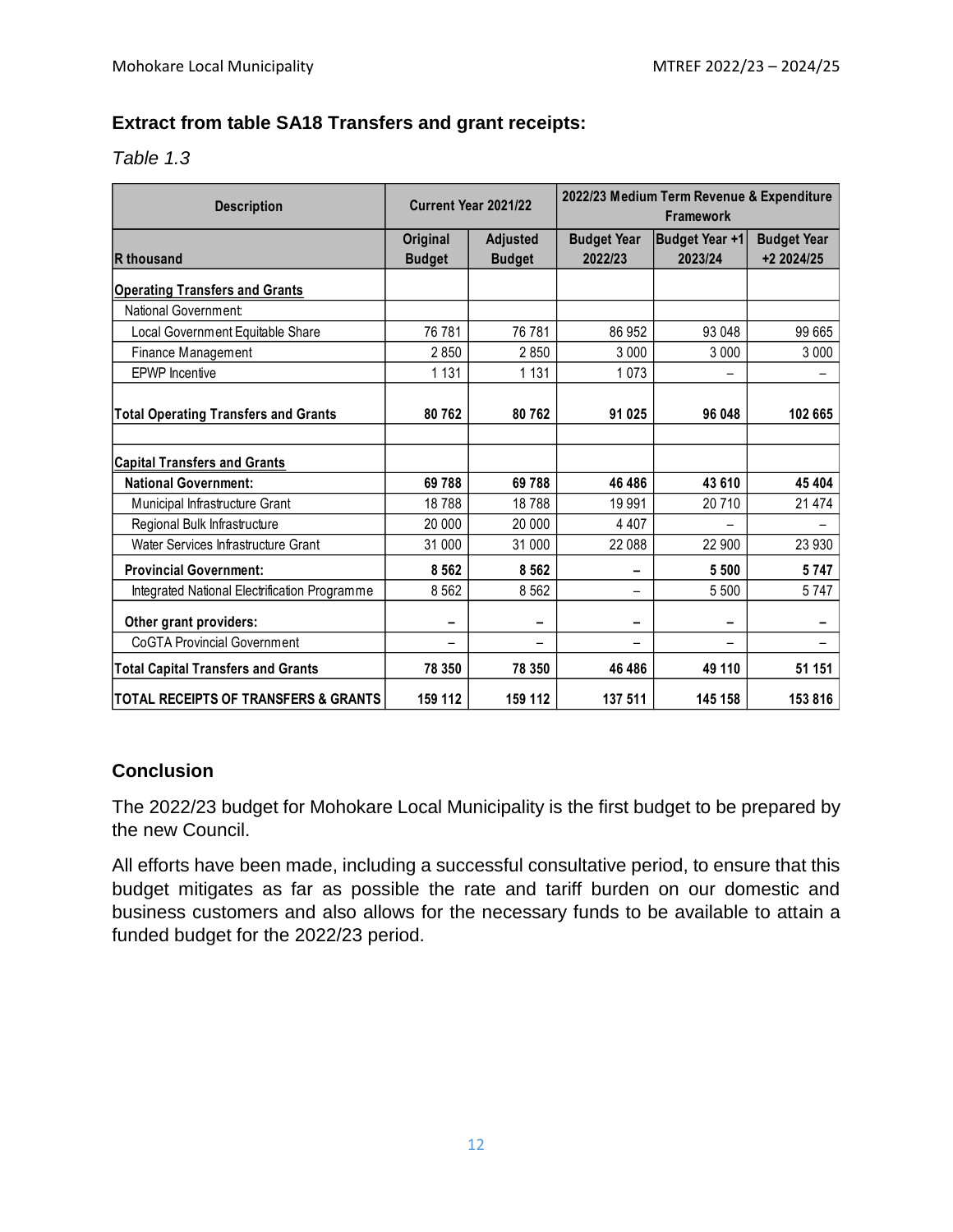### Extract from table SA18 Transfers and grant receipts:

*Table 1.3*

| Description | Current Year 2021/22 | | 2022/23 Medium Term Revenue & Expenditure Framework | | |
|---|---|---|---|---|---|
| R thousand | Original Budget | Adjusted Budget | Budget Year 2022/23 | Budget Year +1 2023/24 | Budget Year +2 2024/25 |
| **Operating Transfers and Grants** | | | | | |
| National Government: | | | | | |
| Local Government Equitable Share | 76 781 | 76 781 | 86 952 | 93 048 | 99 665 |
| Finance Management | 2 850 | 2 850 | 3 000 | 3 000 | 3 000 |
| EPWP Incentive | 1 131 | 1 131 | 1 073 | – | – |
| **Total Operating Transfers and Grants** | **80 762** | **80 762** | **91 025** | **96 048** | **102 665** |
| | | | | | |
| **Capital Transfers and Grants** | | | | | |
| **National Government:** | **69 788** | **69 788** | **46 486** | **43 610** | **45 404** |
| Municipal Infrastructure Grant | 18 788 | 18 788 | 19 991 | 20 710 | 21 474 |
| Regional Bulk Infrastructure | 20 000 | 20 000 | 4 407 | – | – |
| Water Services Infrastructure Grant | 31 000 | 31 000 | 22 088 | 22 900 | 23 930 |
| **Provincial Government:** | **8 562** | **8 562** | **–** | **5 500** | **5 747** |
| Integrated National Electrification Programme | 8 562 | 8 562 | – | 5 500 | 5 747 |
| **Other grant providers:** | **–** | **–** | **–** | **–** | **–** |
| CoGTA Provincial Government | – | – | – | – | – |
| **Total Capital Transfers and Grants** | **78 350** | **78 350** | **46 486** | **49 110** | **51 151** |
| **TOTAL RECEIPTS OF TRANSFERS & GRANTS** | **159 112** | **159 112** | **137 511** | **145 158** | **153 816** |

### Conclusion

The 2022/23 budget for Mohokare Local Municipality is the first budget to be prepared by the new Council.

All efforts have been made, including a successful consultative period, to ensure that this budget mitigates as far as possible the rate and tariff burden on our domestic and business customers and also allows for the necessary funds to be available to attain a funded budget for the 2022/23 period.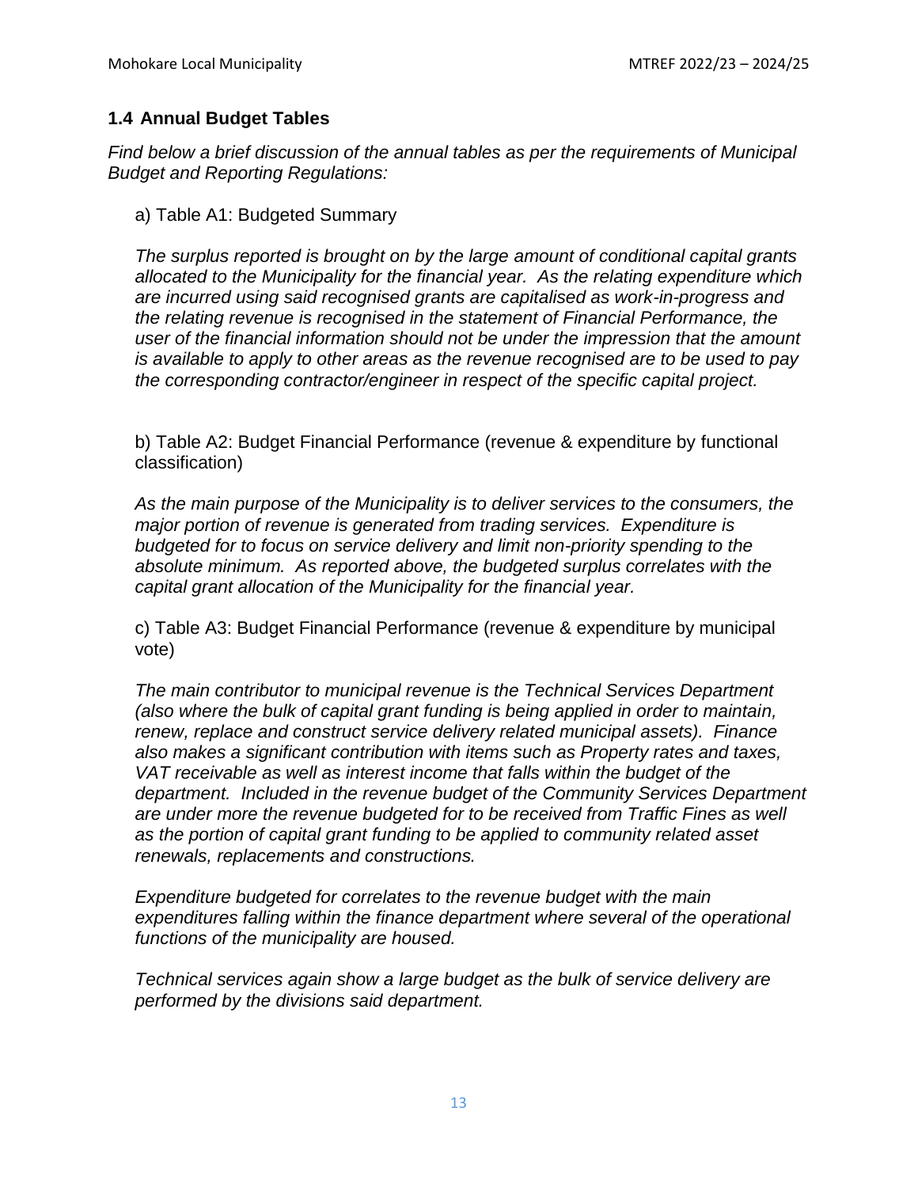## 1.4 Annual Budget Tables

*Find below a brief discussion of the annual tables as per the requirements of Municipal Budget and Reporting Regulations:*

a) Table A1: Budgeted Summary

*The surplus reported is brought on by the large amount of conditional capital grants allocated to the Municipality for the financial year. As the relating expenditure which are incurred using said recognised grants are capitalised as work-in-progress and the relating revenue is recognised in the statement of Financial Performance, the user of the financial information should not be under the impression that the amount is available to apply to other areas as the revenue recognised are to be used to pay the corresponding contractor/engineer in respect of the specific capital project.*

b) Table A2: Budget Financial Performance (revenue & expenditure by functional classification)

*As the main purpose of the Municipality is to deliver services to the consumers, the major portion of revenue is generated from trading services. Expenditure is budgeted for to focus on service delivery and limit non-priority spending to the absolute minimum. As reported above, the budgeted surplus correlates with the capital grant allocation of the Municipality for the financial year.*

c) Table A3: Budget Financial Performance (revenue & expenditure by municipal vote)

*The main contributor to municipal revenue is the Technical Services Department (also where the bulk of capital grant funding is being applied in order to maintain, renew, replace and construct service delivery related municipal assets). Finance also makes a significant contribution with items such as Property rates and taxes, VAT receivable as well as interest income that falls within the budget of the department. Included in the revenue budget of the Community Services Department are under more the revenue budgeted for to be received from Traffic Fines as well as the portion of capital grant funding to be applied to community related asset renewals, replacements and constructions.*

*Expenditure budgeted for correlates to the revenue budget with the main expenditures falling within the finance department where several of the operational functions of the municipality are housed.*

*Technical services again show a large budget as the bulk of service delivery are performed by the divisions said department.*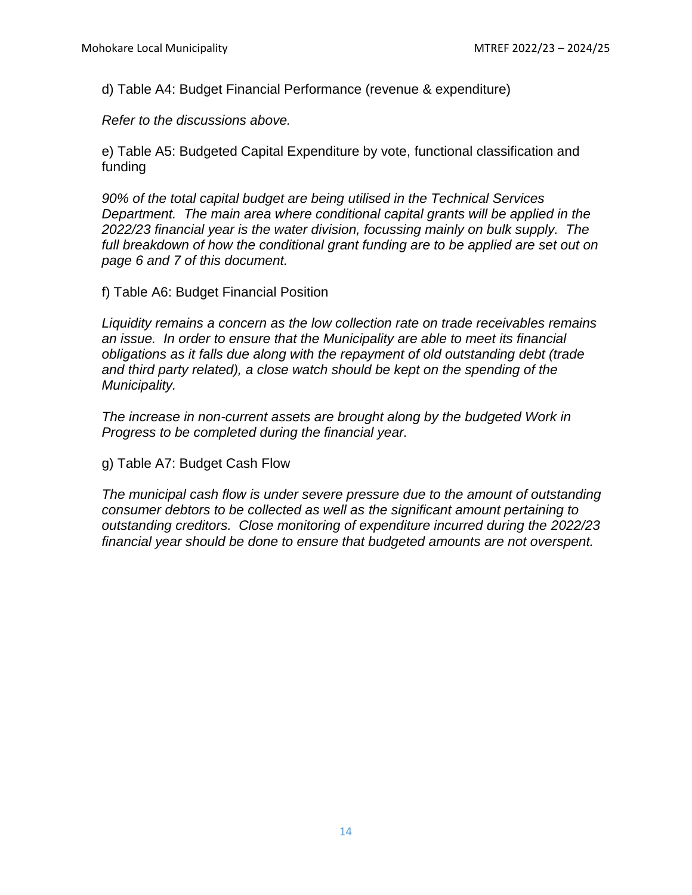d) Table A4: Budget Financial Performance (revenue & expenditure)

*Refer to the discussions above.*

e) Table A5: Budgeted Capital Expenditure by vote, functional classification and funding

*90% of the total capital budget are being utilised in the Technical Services Department. The main area where conditional capital grants will be applied in the 2022/23 financial year is the water division, focussing mainly on bulk supply. The full breakdown of how the conditional grant funding are to be applied are set out on page 6 and 7 of this document.*

f) Table A6: Budget Financial Position

*Liquidity remains a concern as the low collection rate on trade receivables remains an issue. In order to ensure that the Municipality are able to meet its financial obligations as it falls due along with the repayment of old outstanding debt (trade and third party related), a close watch should be kept on the spending of the Municipality.*

*The increase in non-current assets are brought along by the budgeted Work in Progress to be completed during the financial year.*

g) Table A7: Budget Cash Flow

*The municipal cash flow is under severe pressure due to the amount of outstanding consumer debtors to be collected as well as the significant amount pertaining to outstanding creditors. Close monitoring of expenditure incurred during the 2022/23 financial year should be done to ensure that budgeted amounts are not overspent.*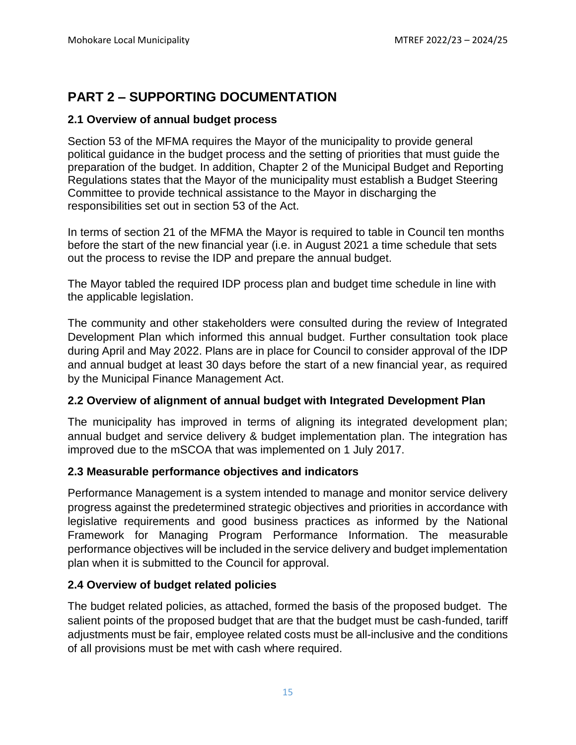# PART 2 – SUPPORTING DOCUMENTATION

### 2.1 Overview of annual budget process

Section 53 of the MFMA requires the Mayor of the municipality to provide general political guidance in the budget process and the setting of priorities that must guide the preparation of the budget. In addition, Chapter 2 of the Municipal Budget and Reporting Regulations states that the Mayor of the municipality must establish a Budget Steering Committee to provide technical assistance to the Mayor in discharging the responsibilities set out in section 53 of the Act.

In terms of section 21 of the MFMA the Mayor is required to table in Council ten months before the start of the new financial year (i.e. in August 2021 a time schedule that sets out the process to revise the IDP and prepare the annual budget.

The Mayor tabled the required IDP process plan and budget time schedule in line with the applicable legislation.

The community and other stakeholders were consulted during the review of Integrated Development Plan which informed this annual budget. Further consultation took place during April and May 2022. Plans are in place for Council to consider approval of the IDP and annual budget at least 30 days before the start of a new financial year, as required by the Municipal Finance Management Act.

### 2.2 Overview of alignment of annual budget with Integrated Development Plan

The municipality has improved in terms of aligning its integrated development plan; annual budget and service delivery & budget implementation plan. The integration has improved due to the mSCOA that was implemented on 1 July 2017.

### 2.3 Measurable performance objectives and indicators

Performance Management is a system intended to manage and monitor service delivery progress against the predetermined strategic objectives and priorities in accordance with legislative requirements and good business practices as informed by the National Framework for Managing Program Performance Information. The measurable performance objectives will be included in the service delivery and budget implementation plan when it is submitted to the Council for approval.

### 2.4 Overview of budget related policies

The budget related policies, as attached, formed the basis of the proposed budget. The salient points of the proposed budget that are that the budget must be cash-funded, tariff adjustments must be fair, employee related costs must be all-inclusive and the conditions of all provisions must be met with cash where required.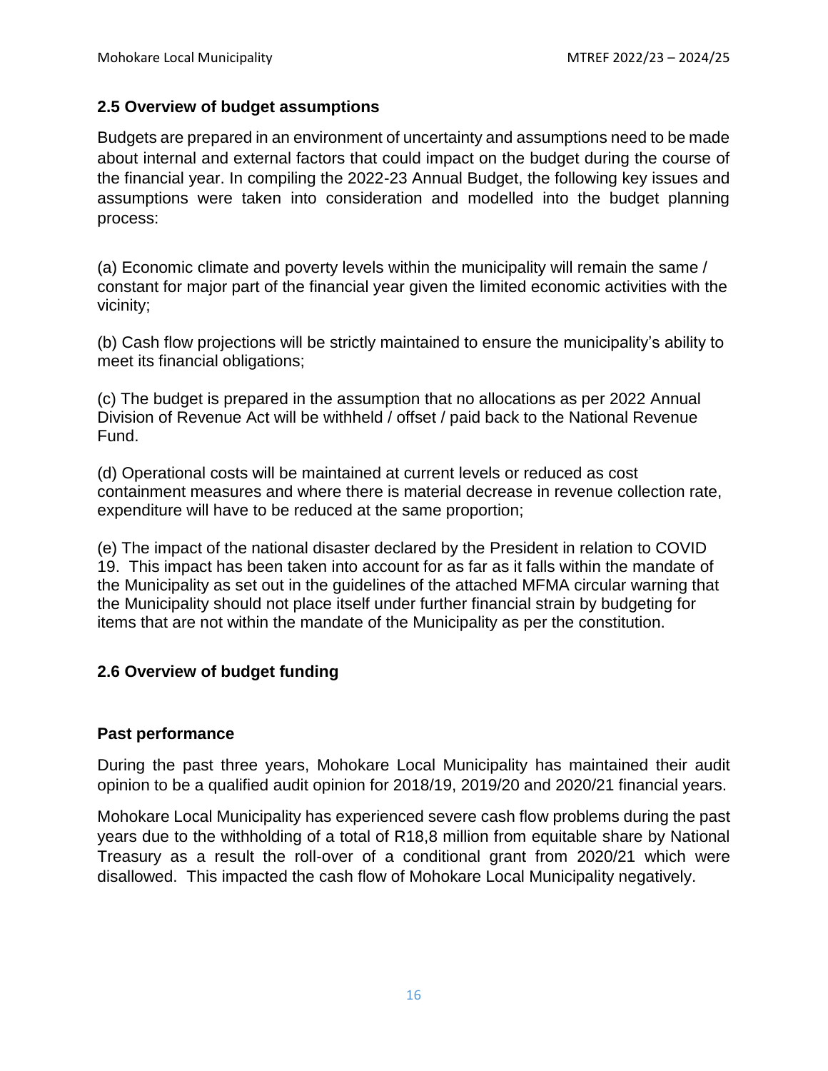## 2.5 Overview of budget assumptions

Budgets are prepared in an environment of uncertainty and assumptions need to be made about internal and external factors that could impact on the budget during the course of the financial year. In compiling the 2022-23 Annual Budget, the following key issues and assumptions were taken into consideration and modelled into the budget planning process:

(a) Economic climate and poverty levels within the municipality will remain the same / constant for major part of the financial year given the limited economic activities with the vicinity;

(b) Cash flow projections will be strictly maintained to ensure the municipality's ability to meet its financial obligations;

(c) The budget is prepared in the assumption that no allocations as per 2022 Annual Division of Revenue Act will be withheld / offset / paid back to the National Revenue Fund.

(d) Operational costs will be maintained at current levels or reduced as cost containment measures and where there is material decrease in revenue collection rate, expenditure will have to be reduced at the same proportion;

(e) The impact of the national disaster declared by the President in relation to COVID 19. This impact has been taken into account for as far as it falls within the mandate of the Municipality as set out in the guidelines of the attached MFMA circular warning that the Municipality should not place itself under further financial strain by budgeting for items that are not within the mandate of the Municipality as per the constitution.

## 2.6 Overview of budget funding

### Past performance

During the past three years, Mohokare Local Municipality has maintained their audit opinion to be a qualified audit opinion for 2018/19, 2019/20 and 2020/21 financial years.

Mohokare Local Municipality has experienced severe cash flow problems during the past years due to the withholding of a total of R18,8 million from equitable share by National Treasury as a result the roll-over of a conditional grant from 2020/21 which were disallowed. This impacted the cash flow of Mohokare Local Municipality negatively.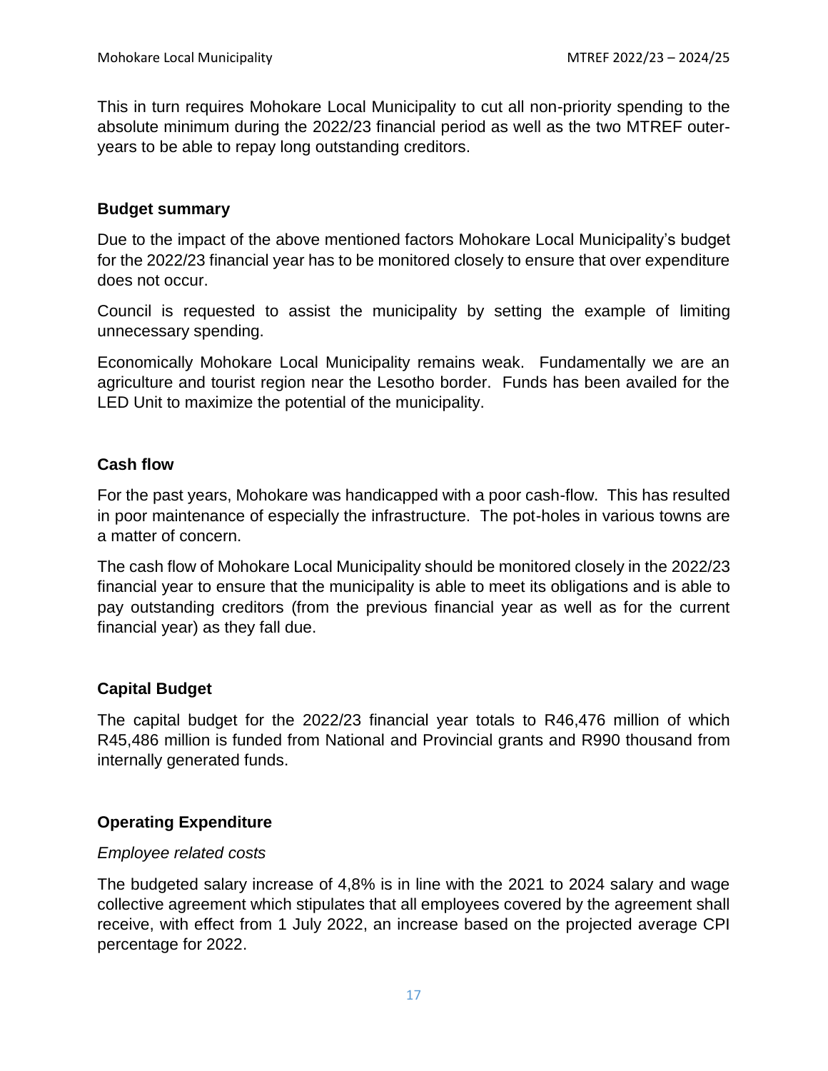This in turn requires Mohokare Local Municipality to cut all non-priority spending to the absolute minimum during the 2022/23 financial period as well as the two MTREF outer-years to be able to repay long outstanding creditors.

### Budget summary

Due to the impact of the above mentioned factors Mohokare Local Municipality's budget for the 2022/23 financial year has to be monitored closely to ensure that over expenditure does not occur.

Council is requested to assist the municipality by setting the example of limiting unnecessary spending.

Economically Mohokare Local Municipality remains weak. Fundamentally we are an agriculture and tourist region near the Lesotho border. Funds has been availed for the LED Unit to maximize the potential of the municipality.

### Cash flow

For the past years, Mohokare was handicapped with a poor cash-flow. This has resulted in poor maintenance of especially the infrastructure. The pot-holes in various towns are a matter of concern.

The cash flow of Mohokare Local Municipality should be monitored closely in the 2022/23 financial year to ensure that the municipality is able to meet its obligations and is able to pay outstanding creditors (from the previous financial year as well as for the current financial year) as they fall due.

### Capital Budget

The capital budget for the 2022/23 financial year totals to R46,476 million of which R45,486 million is funded from National and Provincial grants and R990 thousand from internally generated funds.

### Operating Expenditure

*Employee related costs*

The budgeted salary increase of 4,8% is in line with the 2021 to 2024 salary and wage collective agreement which stipulates that all employees covered by the agreement shall receive, with effect from 1 July 2022, an increase based on the projected average CPI percentage for 2022.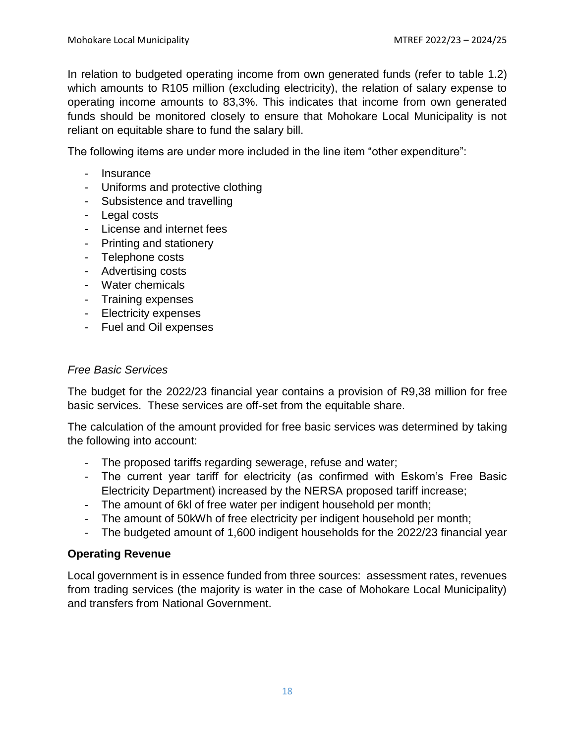In relation to budgeted operating income from own generated funds (refer to table 1.2) which amounts to R105 million (excluding electricity), the relation of salary expense to operating income amounts to 83,3%. This indicates that income from own generated funds should be monitored closely to ensure that Mohokare Local Municipality is not reliant on equitable share to fund the salary bill.

The following items are under more included in the line item “other expenditure”:

- Insurance
- Uniforms and protective clothing
- Subsistence and travelling
- Legal costs
- License and internet fees
- Printing and stationery
- Telephone costs
- Advertising costs
- Water chemicals
- Training expenses
- Electricity expenses
- Fuel and Oil expenses

*Free Basic Services*

The budget for the 2022/23 financial year contains a provision of R9,38 million for free basic services. These services are off-set from the equitable share.

The calculation of the amount provided for free basic services was determined by taking the following into account:

- The proposed tariffs regarding sewerage, refuse and water;
- The current year tariff for electricity (as confirmed with Eskom’s Free Basic Electricity Department) increased by the NERSA proposed tariff increase;
- The amount of 6kl of free water per indigent household per month;
- The amount of 50kWh of free electricity per indigent household per month;
- The budgeted amount of 1,600 indigent households for the 2022/23 financial year

**Operating Revenue**

Local government is in essence funded from three sources: assessment rates, revenues from trading services (the majority is water in the case of Mohokare Local Municipality) and transfers from National Government.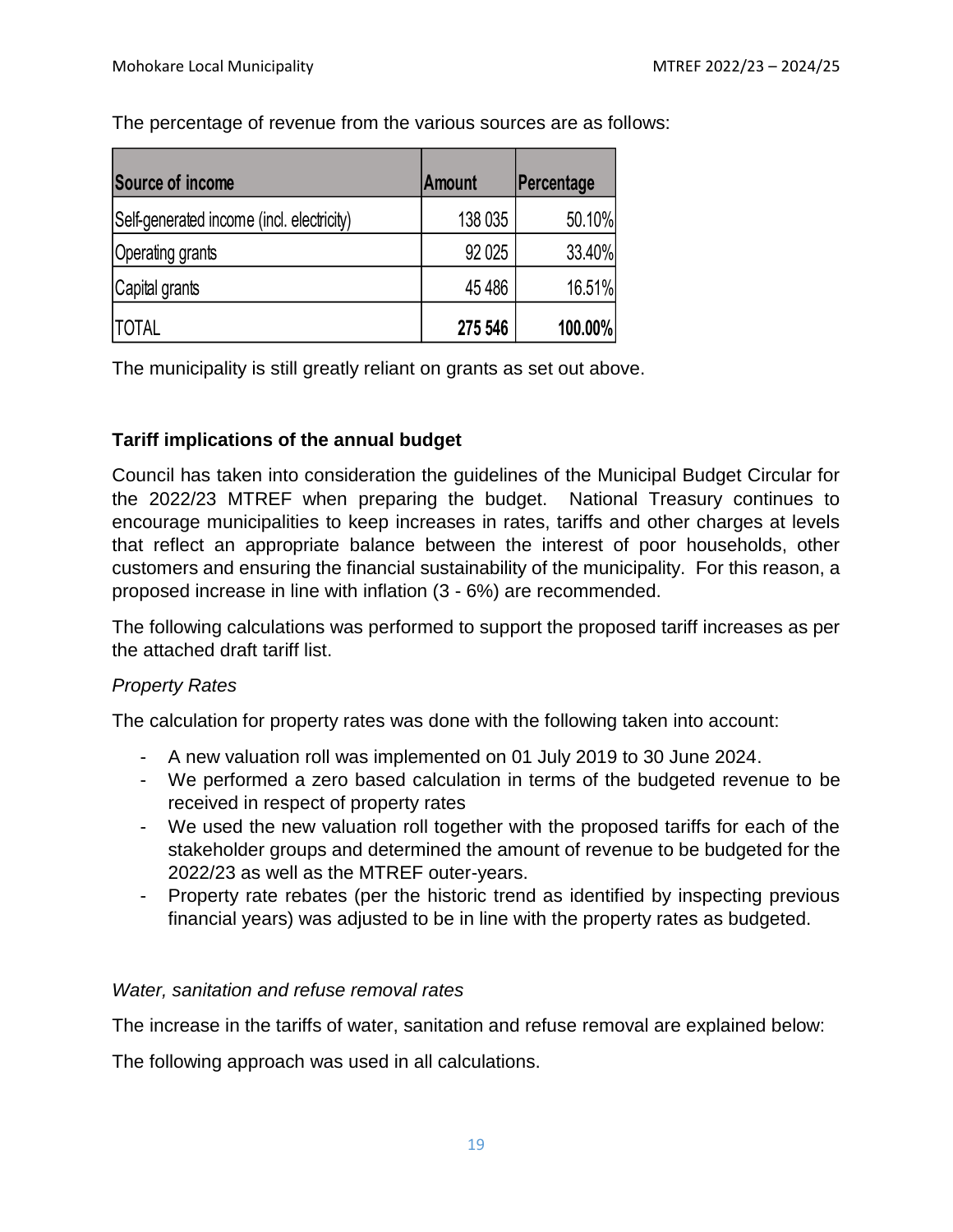The percentage of revenue from the various sources are as follows:

| Source of income | Amount | Percentage |
|---|---|---|
| Self-generated income (incl. electricity) | 138 035 | 50.10% |
| Operating grants | 92 025 | 33.40% |
| Capital grants | 45 486 | 16.51% |
| TOTAL | **275 546** | **100.00%** |

The municipality is still greatly reliant on grants as set out above.

**Tariff implications of the annual budget**

Council has taken into consideration the guidelines of the Municipal Budget Circular for the 2022/23 MTREF when preparing the budget. National Treasury continues to encourage municipalities to keep increases in rates, tariffs and other charges at levels that reflect an appropriate balance between the interest of poor households, other customers and ensuring the financial sustainability of the municipality. For this reason, a proposed increase in line with inflation (3 - 6%) are recommended.

The following calculations was performed to support the proposed tariff increases as per the attached draft tariff list.

*Property Rates*

The calculation for property rates was done with the following taken into account:

- A new valuation roll was implemented on 01 July 2019 to 30 June 2024.
- We performed a zero based calculation in terms of the budgeted revenue to be received in respect of property rates
- We used the new valuation roll together with the proposed tariffs for each of the stakeholder groups and determined the amount of revenue to be budgeted for the 2022/23 as well as the MTREF outer-years.
- Property rate rebates (per the historic trend as identified by inspecting previous financial years) was adjusted to be in line with the property rates as budgeted.

*Water, sanitation and refuse removal rates*

The increase in the tariffs of water, sanitation and refuse removal are explained below:

The following approach was used in all calculations.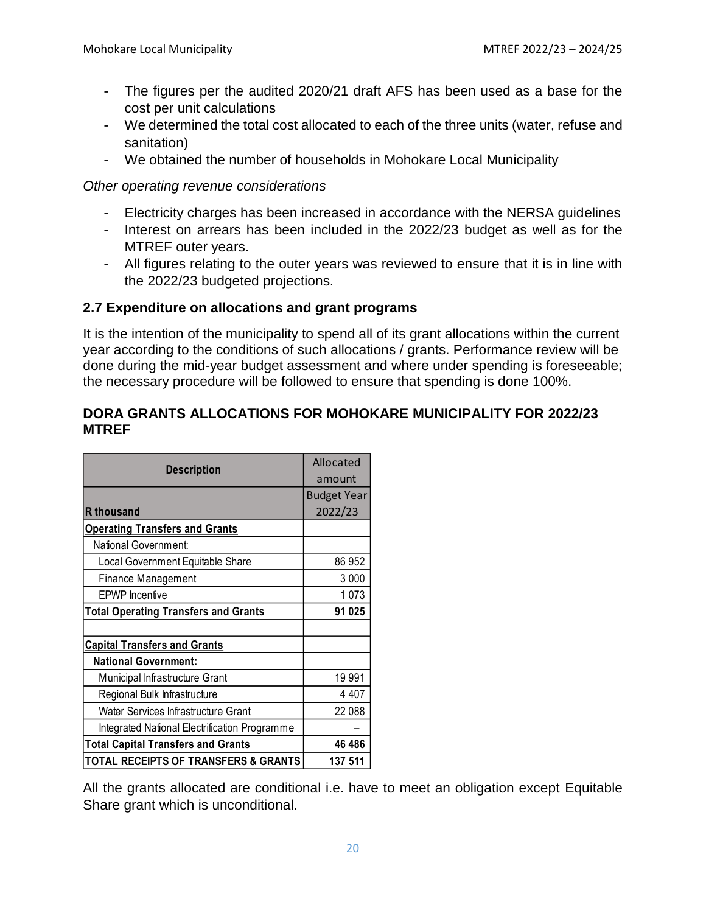- The figures per the audited 2020/21 draft AFS has been used as a base for the cost per unit calculations
- We determined the total cost allocated to each of the three units (water, refuse and sanitation)
- We obtained the number of households in Mohokare Local Municipality

*Other operating revenue considerations*

- Electricity charges has been increased in accordance with the NERSA guidelines
- Interest on arrears has been included in the 2022/23 budget as well as for the MTREF outer years.
- All figures relating to the outer years was reviewed to ensure that it is in line with the 2022/23 budgeted projections.

### 2.7 Expenditure on allocations and grant programs

It is the intention of the municipality to spend all of its grant allocations within the current year according to the conditions of such allocations / grants. Performance review will be done during the mid-year budget assessment and where under spending is foreseeable; the necessary procedure will be followed to ensure that spending is done 100%.

### DORA GRANTS ALLOCATIONS FOR MOHOKARE MUNICIPALITY FOR 2022/23 MTREF

| Description | Allocated amount |
|---|---|
| **R thousand** | Budget Year 2022/23 |
| **Operating Transfers and Grants** | |
| National Government: | |
| Local Government Equitable Share | 86 952 |
| Finance Management | 3 000 |
| EPWP Incentive | 1 073 |
| **Total Operating Transfers and Grants** | **91 025** |
| | |
| **Capital Transfers and Grants** | |
| **National Government:** | |
| Municipal Infrastructure Grant | 19 991 |
| Regional Bulk Infrastructure | 4 407 |
| Water Services Infrastructure Grant | 22 088 |
| Integrated National Electrification Programme | – |
| **Total Capital Transfers and Grants** | **46 486** |
| **TOTAL RECEIPTS OF TRANSFERS & GRANTS** | **137 511** |

All the grants allocated are conditional i.e. have to meet an obligation except Equitable Share grant which is unconditional.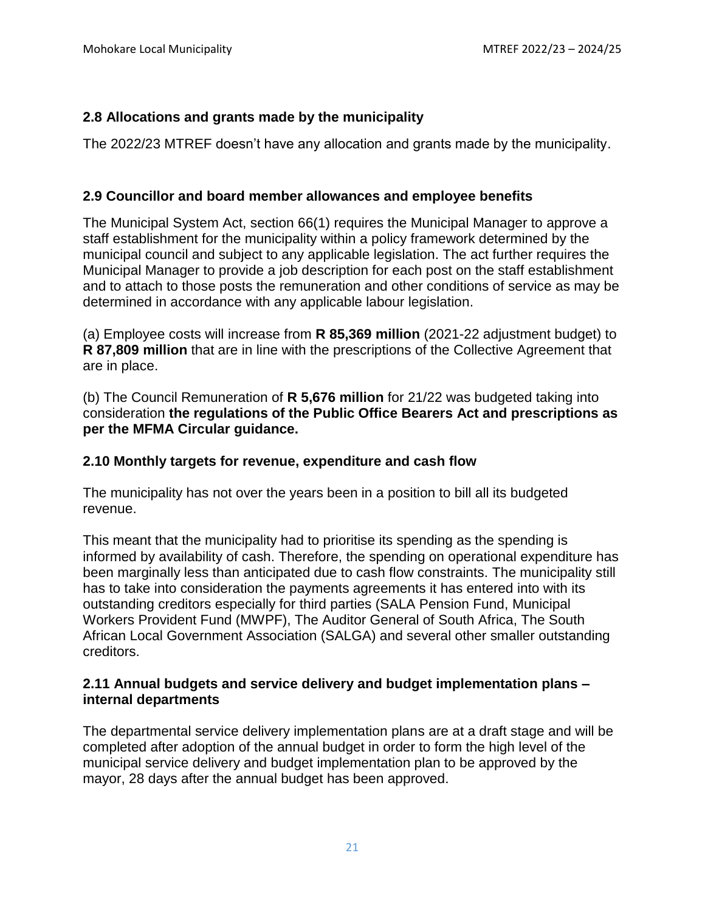## 2.8 Allocations and grants made by the municipality

The 2022/23 MTREF doesn't have any allocation and grants made by the municipality.

## 2.9 Councillor and board member allowances and employee benefits

The Municipal System Act, section 66(1) requires the Municipal Manager to approve a staff establishment for the municipality within a policy framework determined by the municipal council and subject to any applicable legislation. The act further requires the Municipal Manager to provide a job description for each post on the staff establishment and to attach to those posts the remuneration and other conditions of service as may be determined in accordance with any applicable labour legislation.

(a) Employee costs will increase from **R 85,369 million** (2021-22 adjustment budget) to **R 87,809 million** that are in line with the prescriptions of the Collective Agreement that are in place.

(b) The Council Remuneration of **R 5,676 million** for 21/22 was budgeted taking into consideration **the regulations of the Public Office Bearers Act and prescriptions as per the MFMA Circular guidance.**

## 2.10 Monthly targets for revenue, expenditure and cash flow

The municipality has not over the years been in a position to bill all its budgeted revenue.

This meant that the municipality had to prioritise its spending as the spending is informed by availability of cash. Therefore, the spending on operational expenditure has been marginally less than anticipated due to cash flow constraints. The municipality still has to take into consideration the payments agreements it has entered into with its outstanding creditors especially for third parties (SALA Pension Fund, Municipal Workers Provident Fund (MWPF), The Auditor General of South Africa, The South African Local Government Association (SALGA) and several other smaller outstanding creditors.

## 2.11 Annual budgets and service delivery and budget implementation plans – internal departments

The departmental service delivery implementation plans are at a draft stage and will be completed after adoption of the annual budget in order to form the high level of the municipal service delivery and budget implementation plan to be approved by the mayor, 28 days after the annual budget has been approved.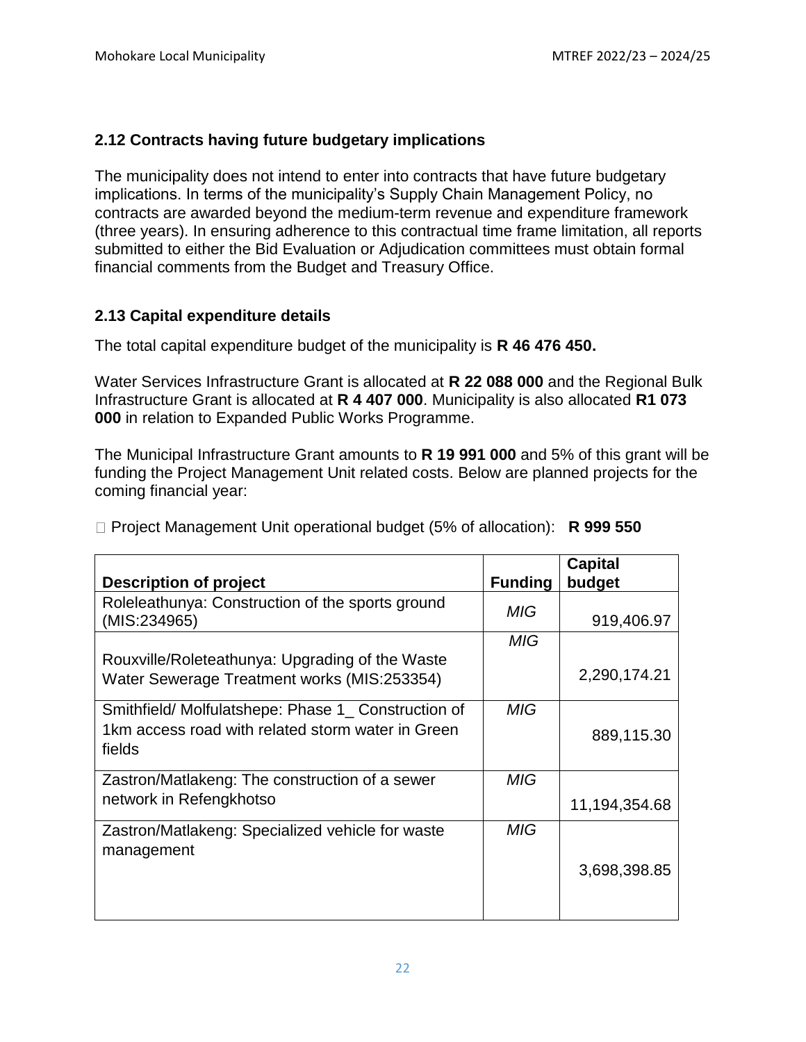## 2.12 Contracts having future budgetary implications

The municipality does not intend to enter into contracts that have future budgetary implications. In terms of the municipality's Supply Chain Management Policy, no contracts are awarded beyond the medium-term revenue and expenditure framework (three years). In ensuring adherence to this contractual time frame limitation, all reports submitted to either the Bid Evaluation or Adjudication committees must obtain formal financial comments from the Budget and Treasury Office.

## 2.13 Capital expenditure details

The total capital expenditure budget of the municipality is **R 46 476 450.**

Water Services Infrastructure Grant is allocated at **R 22 088 000** and the Regional Bulk Infrastructure Grant is allocated at **R 4 407 000**. Municipality is also allocated **R1 073 000** in relation to Expanded Public Works Programme.

The Municipal Infrastructure Grant amounts to **R 19 991 000** and 5% of this grant will be funding the Project Management Unit related costs. Below are planned projects for the coming financial year:

- Project Management Unit operational budget (5% of allocation): **R 999 550**

| **Description of project** | **Funding** | **Capital budget** |
|---|---|---|
| Roleleathunya: Construction of the sports ground (MIS:234965) | *MIG* | 919,406.97 |
| Rouxville/Roleteathunya: Upgrading of the Waste Water Sewerage Treatment works (MIS:253354) | *MIG* | 2,290,174.21 |
| Smithfield/ Molfulatshepe: Phase 1_ Construction of 1km access road with related storm water in Green fields | *MIG* | 889,115.30 |
| Zastron/Matlakeng: The construction of a sewer network in Refengkhotso | *MIG* | 11,194,354.68 |
| Zastron/Matlakeng: Specialized vehicle for waste management | *MIG* | 3,698,398.85 |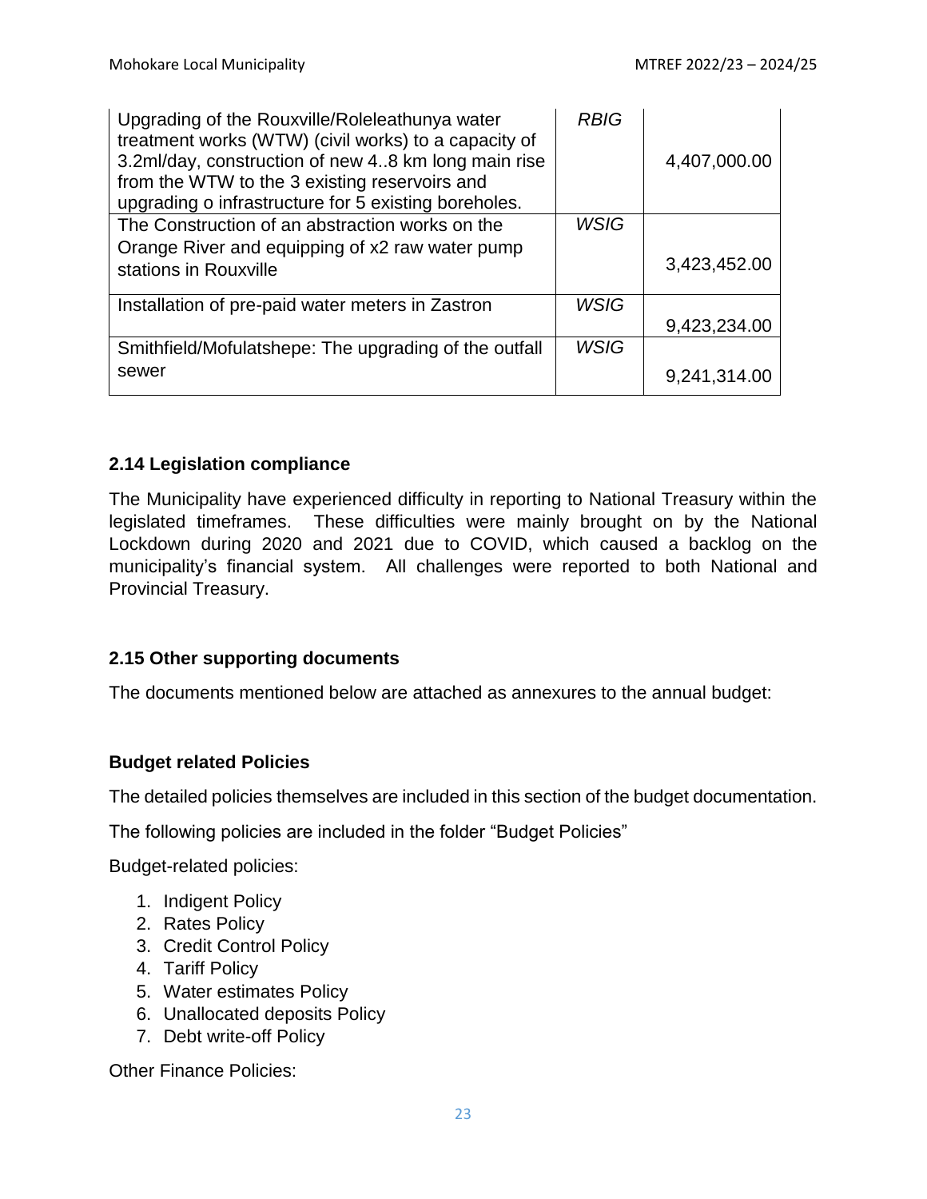| | | |
|---|---|---|
| Upgrading of the Rouxville/Roleleathunya water treatment works (WTW) (civil works) to a capacity of 3.2ml/day, construction of new 4..8 km long main rise from the WTW to the 3 existing reservoirs and upgrading o infrastructure for 5 existing boreholes. | *RBIG* | 4,407,000.00 |
| The Construction of an abstraction works on the Orange River and equipping of x2 raw water pump stations in Rouxville | *WSIG* | 3,423,452.00 |
| Installation of pre-paid water meters in Zastron | *WSIG* | 9,423,234.00 |
| Smithfield/Mofulatshepe: The upgrading of the outfall sewer | *WSIG* | 9,241,314.00 |

### 2.14 Legislation compliance

The Municipality have experienced difficulty in reporting to National Treasury within the legislated timeframes. These difficulties were mainly brought on by the National Lockdown during 2020 and 2021 due to COVID, which caused a backlog on the municipality's financial system. All challenges were reported to both National and Provincial Treasury.

### 2.15 Other supporting documents

The documents mentioned below are attached as annexures to the annual budget:

**Budget related Policies**

The detailed policies themselves are included in this section of the budget documentation.

The following policies are included in the folder "Budget Policies"

Budget-related policies:

1. Indigent Policy
2. Rates Policy
3. Credit Control Policy
4. Tariff Policy
5. Water estimates Policy
6. Unallocated deposits Policy
7. Debt write-off Policy

Other Finance Policies: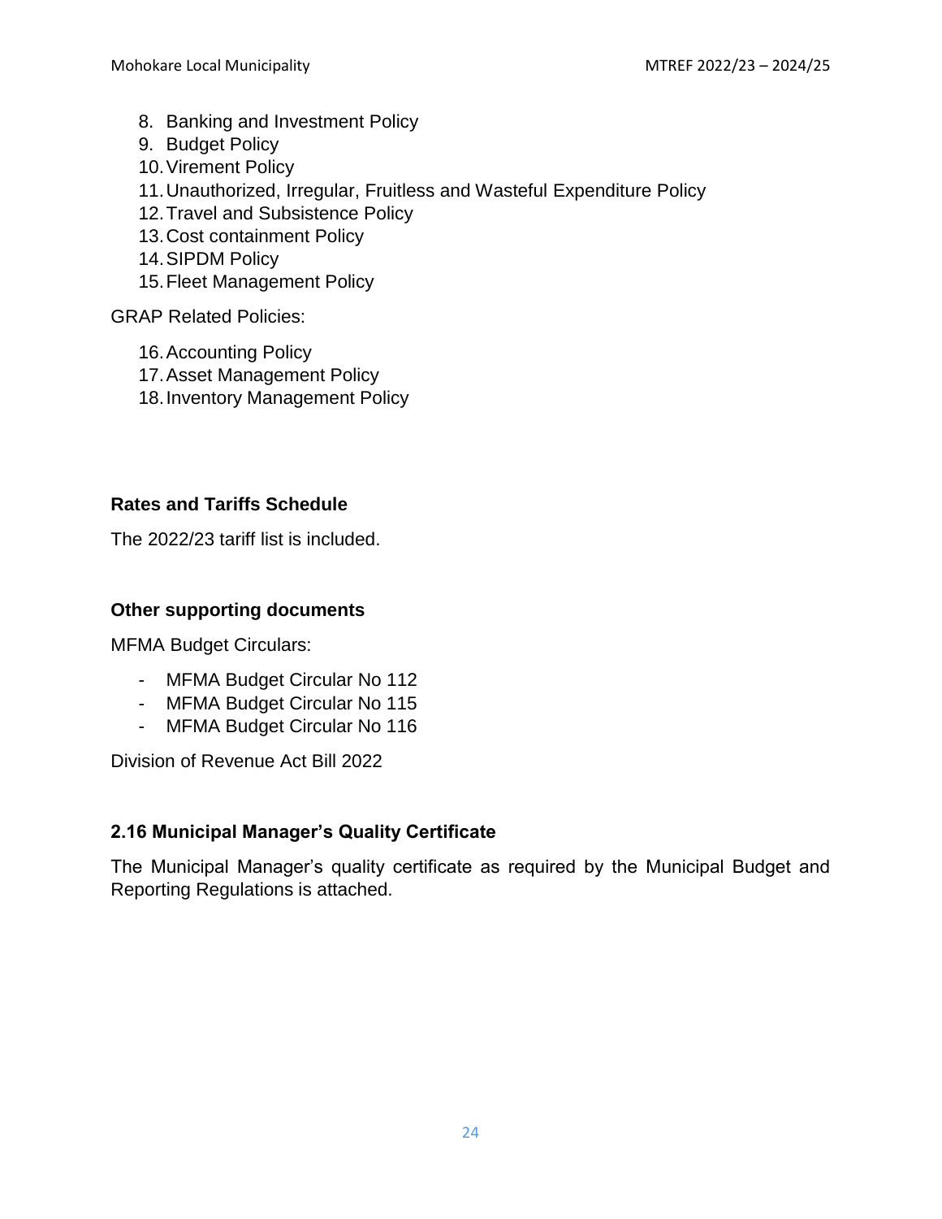8. Banking and Investment Policy
9. Budget Policy
10. Virement Policy
11. Unauthorized, Irregular, Fruitless and Wasteful Expenditure Policy
12. Travel and Subsistence Policy
13. Cost containment Policy
14. SIPDM Policy
15. Fleet Management Policy

GRAP Related Policies:

16. Accounting Policy
17. Asset Management Policy
18. Inventory Management Policy

**Rates and Tariffs Schedule**

The 2022/23 tariff list is included.

**Other supporting documents**

MFMA Budget Circulars:

- MFMA Budget Circular No 112
- MFMA Budget Circular No 115
- MFMA Budget Circular No 116

Division of Revenue Act Bill 2022

### 2.16 Municipal Manager's Quality Certificate

The Municipal Manager's quality certificate as required by the Municipal Budget and Reporting Regulations is attached.